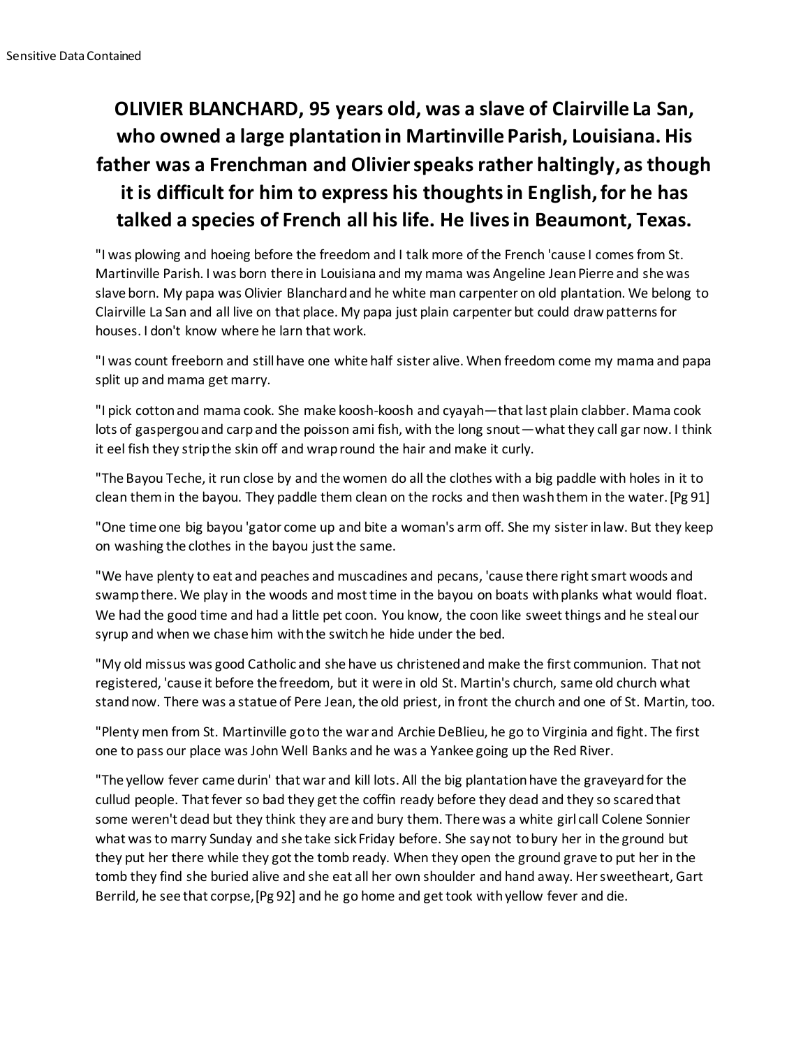Sensitive Data Contained

# OLIVIER BLANCHARD, 95 years old, was a slave of Clairville La San, who owned a large plantation in Martinville Parish, Louisiana. His father was a Frenchman and Olivier speaks rather haltingly, as though it is difficult for him to express his thoughts in English, for he has talked a species of French all his life. He lives in Beaumont, Texas.

"I was plowing and hoeing before the freedom and I talk more of the French 'cause I comes from St. Martinville Parish. I was born there in Louisiana and my mama was Angeline Jean Pierre and she was slave born. My papa was Olivier Blanchard and he white man carpenter on old plantation. We belong to Clairville La San and all live on that place. My papa just plain carpenter but could draw patterns for houses. I don't know where he larn that work.

"I was count freeborn and still have one white half sister alive. When freedom come my mama and papa split up and mama get marry.

"I pick cotton and mama cook. She make koosh-koosh and cyayah—that last plain clabber. Mama cook lots of gaspergou and carp and the poisson ami fish, with the long snout—what they call gar now. I think it eel fish they strip the skin off and wrap round the hair and make it curly.

"The Bayou Teche, it run close by and the women do all the clothes with a big paddle with holes in it to clean them in the bayou. They paddle them clean on the rocks and then wash them in the water. [Pg 91]

"One time one big bayou 'gator come up and bite a woman's arm off. She my sister in law. But they keep on washing the clothes in the bayou just the same.

"We have plenty to eat and peaches and muscadines and pecans, 'cause there right smart woods and swamp there. We play in the woods and most time in the bayou on boats with planks what would float. We had the good time and had a little pet coon. You know, the coon like sweet things and he steal our syrup and when we chase him with the switch he hide under the bed.

"My old missus was good Catholic and she have us christened and make the first communion. That not registered, 'cause it before the freedom, but it were in old St. Martin's church, same old church what stand now. There was a statue of Pere Jean, the old priest, in front the church and one of St. Martin, too.

"Plenty men from St. Martinville go to the war and Archie DeBlieu, he go to Virginia and fight. The first one to pass our place was John Well Banks and he was a Yankee going up the Red River.

"The yellow fever came durin' that war and kill lots. All the big plantation have the graveyard for the cullud people. That fever so bad they get the coffin ready before they dead and they so scared that some weren't dead but they think they are and bury them. There was a white girl call Colene Sonnier what was to marry Sunday and she take sick Friday before. She say not to bury her in the ground but they put her there while they got the tomb ready. When they open the ground grave to put her in the tomb they find she buried alive and she eat all her own shoulder and hand away. Her sweetheart, Gart Berrild, he see that corpse, [Pg 92] and he go home and get took with yellow fever and die.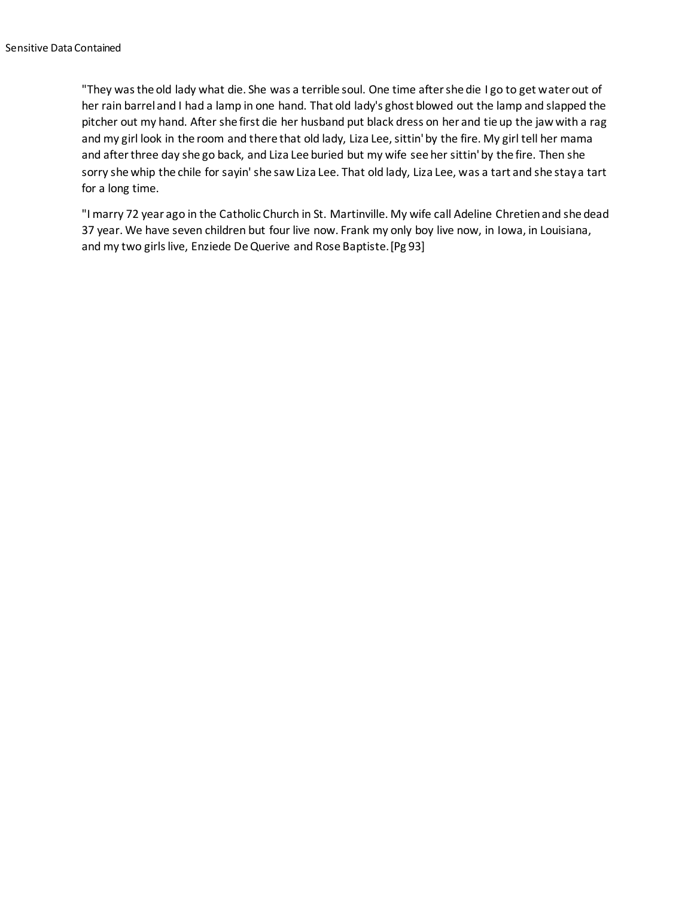"They was the old lady what die. She was a terrible soul. One time after she die I go to get water out of her rain barrel and I had a lamp in one hand. That old lady's ghost blowed out the lamp and slapped the pitcher out my hand. After she first die her husband put black dress on her and tie up the jaw with a rag and my girl look in the room and there that old lady, Liza Lee, sittin' by the fire. My girl tell her mama and after three day she go back, and Liza Lee buried but my wife see her sittin' by the fire. Then she sorry she whip the chile for sayin' she saw Liza Lee. That old lady, Liza Lee, was a tart and she stay a tart for a long time.

"I marry 72 year ago in the Catholic Church in St. Martinville. My wife call Adeline Chretien and she dead 37 year. We have seven children but four live now. Frank my only boy live now, in Iowa, in Louisiana, and my two girls live, Enziede De Querive and Rose Baptiste. [Pg 93]